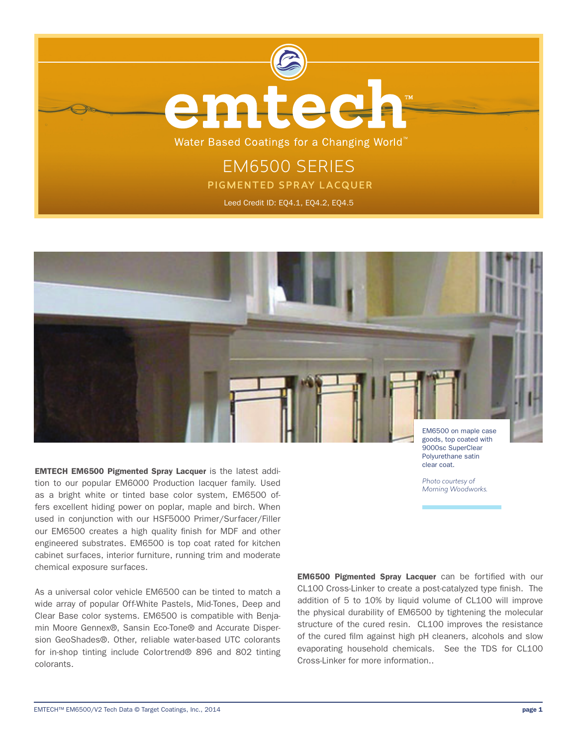# emtech™

Water Based Coatings for a Changing World™

## EM6500 SERIES

### PIGMENTED SPRAY LACQUER

Leed Credit ID: EQ4.1, EQ4.2, EQ4.5

EM6500 on maple case goods, top coated with 9000sc SuperClear Polyurethane satin clear coat.

*Photo courtesy of Morning Woodworks.*

**EMTECH EM6500 Pigmented Spray Lacquer** is the latest addition to our popular EM6000 Production lacquer family. Used as a bright white or tinted base color system, EM6500 offers excellent hiding power on poplar, maple and birch. When used in conjunction with our HSF5000 Primer/Surfacer/Filler our EM6500 creates a high quality finish for MDF and other engineered substrates. EM6500 is top coat rated for kitchen cabinet surfaces, interior furniture, running trim and moderate chemical exposure surfaces.

As a universal color vehicle EM6500 can be tinted to match a wide array of popular Off-White Pastels, Mid-Tones, Deep and Clear Base color systems. EM6500 is compatible with Benjamin Moore Gennex®, Sansin Eco-Tone® and Accurate Dispersion GeoShades®. Other, reliable water-based UTC colorants for in-shop tinting include Colortrend® 896 and 802 tinting colorants.

**EM6500 Pigmented Spray Lacquer** can be fortified with our CL100 Cross-Linker to create a post-catalyzed type finish. The addition of 5 to 10% by liquid volume of CL100 will improve the physical durability of EM6500 by tightening the molecular structure of the cured resin. CL100 improves the resistance of the cured film against high pH cleaners, alcohols and slow evaporating household chemicals. See the TDS for CL100 Cross-Linker for more information..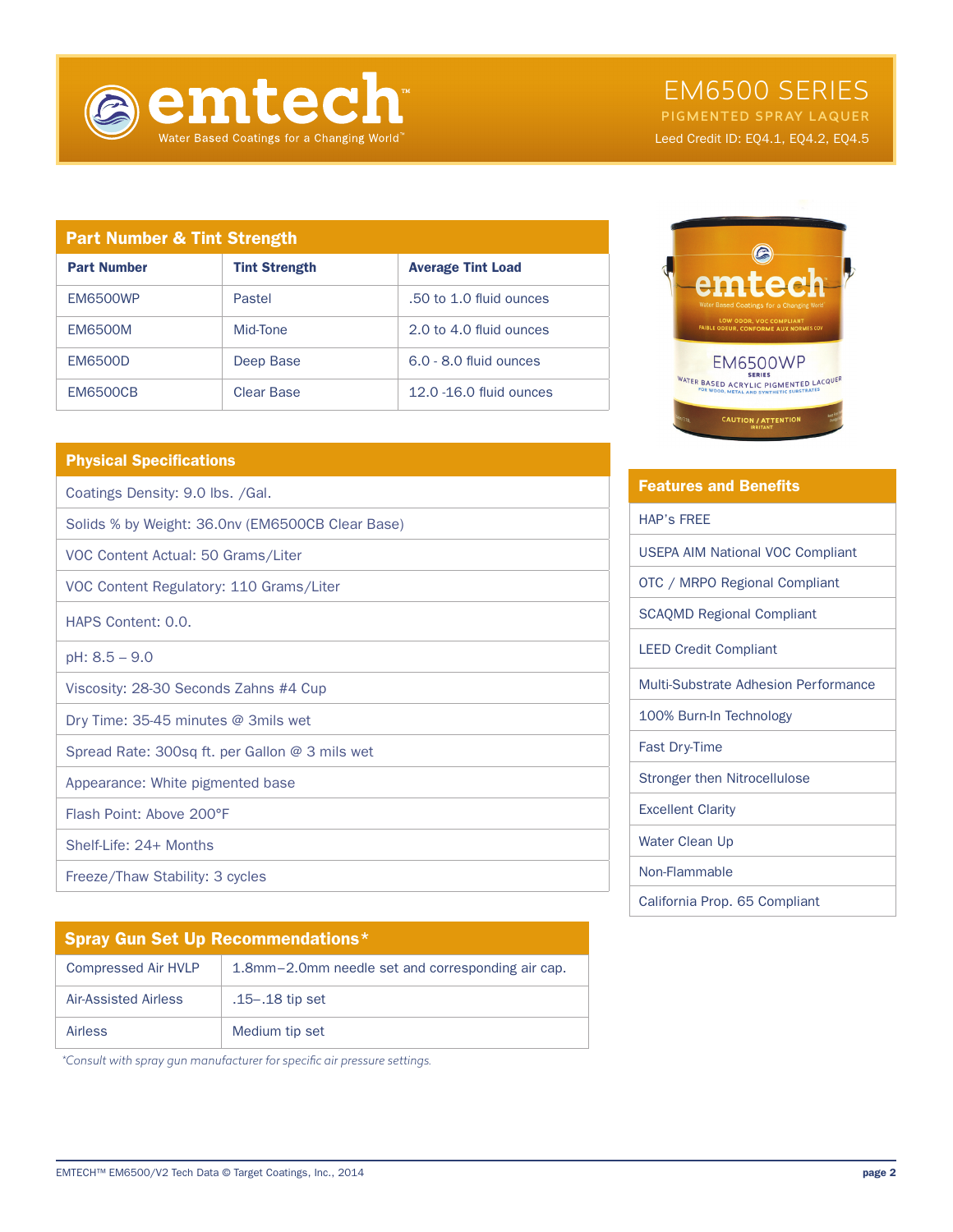emtech
Water Based Coatings for a Changing World™

# EM6500 SERIES

PIGMENTED SPRAY LAQUER

Leed Credit ID: EQ4.1, EQ4.2, EQ4.5

## Part Number & Tint Strength

| Part Number | Tint Strength | Average Tint Load |
|---|---|---|
| EM6500WP | Pastel | .50 to 1.0 fluid ounces |
| EM6500M | Mid-Tone | 2.0 to 4.0 fluid ounces |
| EM6500D | Deep Base | 6.0 - 8.0 fluid ounces |
| EM6500CB | Clear Base | 12.0 -16.0 fluid ounces |

## Physical Specifications

| |
|---|
| Coatings Density: 9.0 lbs. /Gal. |
| Solids % by Weight: 36.0nv (EM6500CB Clear Base) |
| VOC Content Actual: 50 Grams/Liter |
| VOC Content Regulatory: 110 Grams/Liter |
| HAPS Content: 0.0. |
| pH: 8.5 – 9.0 |
| Viscosity: 28-30 Seconds Zahns #4 Cup |
| Dry Time: 35-45 minutes @ 3mils wet |
| Spread Rate: 300sq ft. per Gallon @ 3 mils wet |
| Appearance: White pigmented base |
| Flash Point: Above 200°F |
| Shelf-Life: 24+ Months |
| Freeze/Thaw Stability: 3 cycles |

## Features and Benefits

| |
|---|
| HAP's FREE |
| USEPA AIM National VOC Compliant |
| OTC / MRPO Regional Compliant |
| SCAQMD Regional Compliant |
| LEED Credit Compliant |
| Multi-Substrate Adhesion Performance |
| 100% Burn-In Technology |
| Fast Dry-Time |
| Stronger then Nitrocellulose |
| Excellent Clarity |
| Water Clean Up |
| Non-Flammable |
| California Prop. 65 Compliant |

## Spray Gun Set Up Recommendations*

| | |
|---|---|
| Compressed Air HVLP | 1.8mm–2.0mm needle set and corresponding air cap. |
| Air-Assisted Airless | .15–.18 tip set |
| Airless | Medium tip set |

*Consult with spray gun manufacturer for specific air pressure settings.*

EMTECH™ EM6500/V2 Tech Data © Target Coatings, Inc., 2014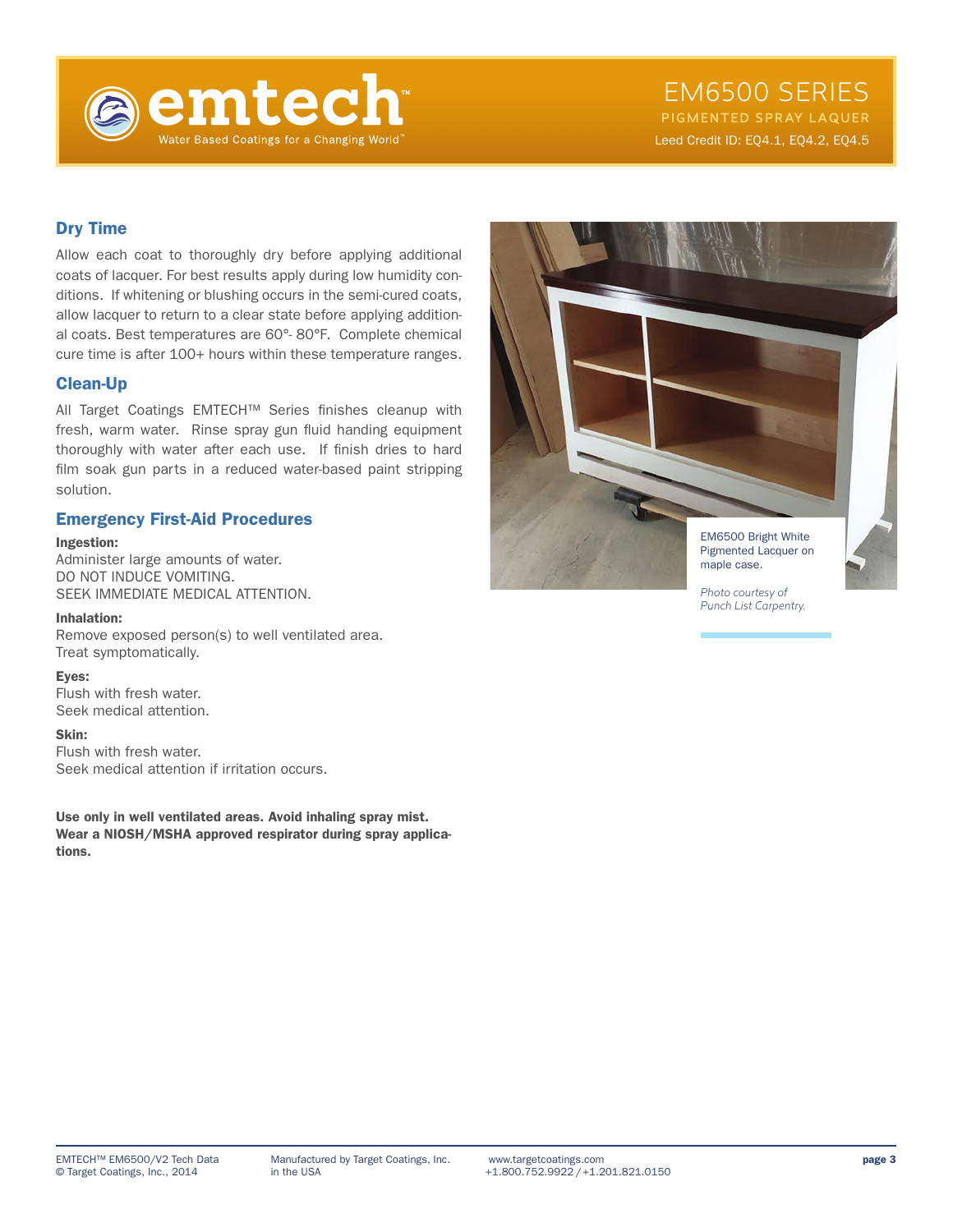## Dry Time

Allow each coat to thoroughly dry before applying additional coats of lacquer. For best results apply during low humidity conditions. If whitening or blushing occurs in the semi-cured coats, allow lacquer to return to a clear state before applying additional coats. Best temperatures are 60°- 80°F. Complete chemical cure time is after 100+ hours within these temperature ranges.

## Clean-Up

All Target Coatings EMTECH™ Series finishes cleanup with fresh, warm water. Rinse spray gun fluid handing equipment thoroughly with water after each use. If finish dries to hard film soak gun parts in a reduced water-based paint stripping solution.

## Emergency First-Aid Procedures

**Ingestion:**
Administer large amounts of water.
DO NOT INDUCE VOMITING.
SEEK IMMEDIATE MEDICAL ATTENTION.

**Inhalation:**
Remove exposed person(s) to well ventilated area.
Treat symptomatically.

**Eyes:**
Flush with fresh water.
Seek medical attention.

**Skin:**
Flush with fresh water.
Seek medical attention if irritation occurs.

**Use only in well ventilated areas. Avoid inhaling spray mist. Wear a NIOSH/MSHA approved respirator during spray applications.**

EM6500 Bright White Pigmented Lacquer on maple case.

*Photo courtesy of Punch List Carpentry.*